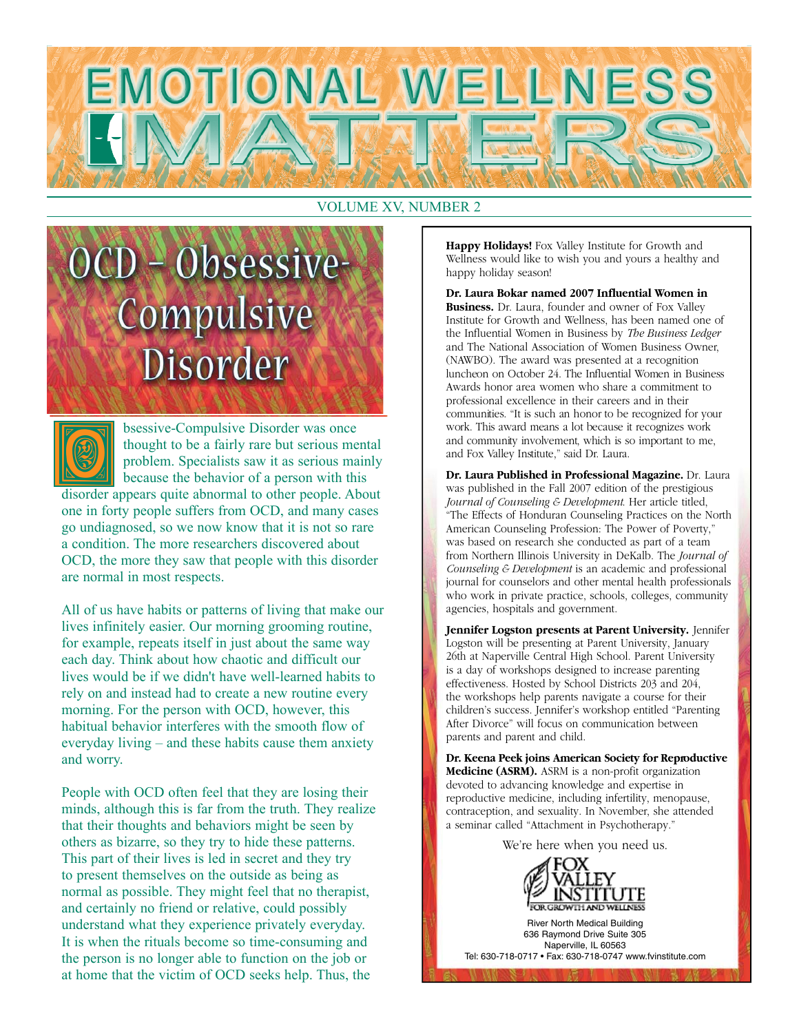# EMOTIONAL WELLNESS MATTERS

VOLUME XV, NUMBER 2

## OCD – Obsessive-Compulsive Disorder

Obsessive-Compulsive Disorder was once thought to be a fairly rare but serious mental problem. Specialists saw it as serious mainly because the behavior of a person with this disorder appears quite abnormal to other people. About one in forty people suffers from OCD, and many cases go undiagnosed, so we now know that it is not so rare a condition. The more researchers discovered about OCD, the more they saw that people with this disorder are normal in most respects.

All of us have habits or patterns of living that make our lives infinitely easier. Our morning grooming routine, for example, repeats itself in just about the same way each day. Think about how chaotic and difficult our lives would be if we didn't have well-learned habits to rely on and instead had to create a new routine every morning. For the person with OCD, however, this habitual behavior interferes with the smooth flow of everyday living – and these habits cause them anxiety and worry.

People with OCD often feel that they are losing their minds, although this is far from the truth. They realize that their thoughts and behaviors might be seen by others as bizarre, so they try to hide these patterns. This part of their lives is led in secret and they try to present themselves on the outside as being as normal as possible. They might feel that no therapist, and certainly no friend or relative, could possibly understand what they experience privately everyday. It is when the rituals become so time-consuming and the person is no longer able to function on the job or at home that the victim of OCD seeks help. Thus, the

---

**Happy Holidays!** Fox Valley Institute for Growth and Wellness would like to wish you and yours a healthy and happy holiday season!

**Dr. Laura Bokar named 2007 Influential Women in Business.** Dr. Laura, founder and owner of Fox Valley Institute for Growth and Wellness, has been named one of the Influential Women in Business by *The Business Ledger* and The National Association of Women Business Owner, (NAWBO). The award was presented at a recognition luncheon on October 24. The Influential Women in Business Awards honor area women who share a commitment to professional excellence in their careers and in their communities. "It is such an honor to be recognized for your work. This award means a lot because it recognizes work and community involvement, which is so important to me, and Fox Valley Institute," said Dr. Laura.

**Dr. Laura Published in Professional Magazine.** Dr. Laura was published in the Fall 2007 edition of the prestigious *Journal of Counseling & Development*. Her article titled, "The Effects of Honduran Counseling Practices on the North American Counseling Profession: The Power of Poverty," was based on research she conducted as part of a team from Northern Illinois University in DeKalb. The *Journal of Counseling & Development* is an academic and professional journal for counselors and other mental health professionals who work in private practice, schools, colleges, community agencies, hospitals and government.

**Jennifer Logston presents at Parent University.** Jennifer Logston will be presenting at Parent University, January 26th at Naperville Central High School. Parent University is a day of workshops designed to increase parenting effectiveness. Hosted by School Districts 203 and 204, the workshops help parents navigate a course for their children's success. Jennifer's workshop entitled "Parenting After Divorce" will focus on communication between parents and parent and child.

**Dr. Keena Peek joins American Society for Reproductive Medicine (ASRM).** ASRM is a non-profit organization devoted to advancing knowledge and expertise in reproductive medicine, including infertility, menopause, contraception, and sexuality. In November, she attended a seminar called "Attachment in Psychotherapy."

We're here when you need us.

FOX VALLEY INSTITUTE FOR GROWTH AND WELLNESS

River North Medical Building
636 Raymond Drive Suite 305
Naperville, IL 60563
Tel: 630-718-0717 • Fax: 630-718-0747 www.fvinstitute.com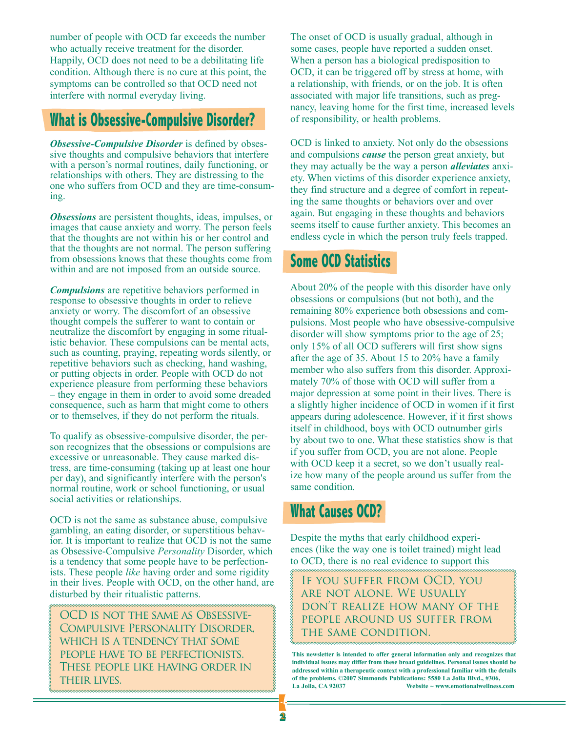number of people with OCD far exceeds the number who actually receive treatment for the disorder. Happily, OCD does not need to be a debilitating life condition. Although there is no cure at this point, the symptoms can be controlled so that OCD need not interfere with normal everyday living.

## What is Obsessive-Compulsive Disorder?

***Obsessive-Compulsive Disorder*** is defined by obsessive thoughts and compulsive behaviors that interfere with a person's normal routines, daily functioning, or relationships with others. They are distressing to the one who suffers from OCD and they are time-consuming.

***Obsessions*** are persistent thoughts, ideas, impulses, or images that cause anxiety and worry. The person feels that the thoughts are not within his or her control and that the thoughts are not normal. The person suffering from obsessions knows that these thoughts come from within and are not imposed from an outside source.

***Compulsions*** are repetitive behaviors performed in response to obsessive thoughts in order to relieve anxiety or worry. The discomfort of an obsessive thought compels the sufferer to want to contain or neutralize the discomfort by engaging in some ritualistic behavior. These compulsions can be mental acts, such as counting, praying, repeating words silently, or repetitive behaviors such as checking, hand washing, or putting objects in order. People with OCD do not experience pleasure from performing these behaviors – they engage in them in order to avoid some dreaded consequence, such as harm that might come to others or to themselves, if they do not perform the rituals.

To qualify as obsessive-compulsive disorder, the person recognizes that the obsessions or compulsions are excessive or unreasonable. They cause marked distress, are time-consuming (taking up at least one hour per day), and significantly interfere with the person's normal routine, work or school functioning, or usual social activities or relationships.

OCD is not the same as substance abuse, compulsive gambling, an eating disorder, or superstitious behavior. It is important to realize that OCD is not the same as Obsessive-Compulsive *Personality* Disorder, which is a tendency that some people have to be perfectionists. These people *like* having order and some rigidity in their lives. People with OCD, on the other hand, are disturbed by their ritualistic patterns.

> OCD is not the same as Obsessive-Compulsive Personality Disorder, which is a tendency that some people have to be perfectionists. These people like having order in their lives.

The onset of OCD is usually gradual, although in some cases, people have reported a sudden onset. When a person has a biological predisposition to OCD, it can be triggered off by stress at home, with a relationship, with friends, or on the job. It is often associated with major life transitions, such as pregnancy, leaving home for the first time, increased levels of responsibility, or health problems.

OCD is linked to anxiety. Not only do the obsessions and compulsions ***cause*** the person great anxiety, but they may actually be the way a person ***alleviates*** anxiety. When victims of this disorder experience anxiety, they find structure and a degree of comfort in repeating the same thoughts or behaviors over and over again. But engaging in these thoughts and behaviors seems itself to cause further anxiety. This becomes an endless cycle in which the person truly feels trapped.

## Some OCD Statistics

About 20% of the people with this disorder have only obsessions or compulsions (but not both), and the remaining 80% experience both obsessions and compulsions. Most people who have obsessive-compulsive disorder will show symptoms prior to the age of 25; only 15% of all OCD sufferers will first show signs after the age of 35. About 15 to 20% have a family member who also suffers from this disorder. Approximately 70% of those with OCD will suffer from a major depression at some point in their lives. There is a slightly higher incidence of OCD in women if it first appears during adolescence. However, if it first shows itself in childhood, boys with OCD outnumber girls by about two to one. What these statistics show is that if you suffer from OCD, you are not alone. People with OCD keep it a secret, so we don't usually realize how many of the people around us suffer from the same condition.

## What Causes OCD?

Despite the myths that early childhood experiences (like the way one is toilet trained) might lead to OCD, there is no real evidence to support this

> If you suffer from OCD, you are not alone. We usually don't realize how many of the people around us suffer from the same condition.

**This newsletter is intended to offer general information only and recognizes that individual issues may differ from these broad guidelines. Personal issues should be addressed within a therapeutic context with a professional familiar with the details of the problems. ©2007 Simmonds Publications: 5580 La Jolla Blvd., #306, La Jolla, CA 92037 Website ~ www.emotionalwellness.com**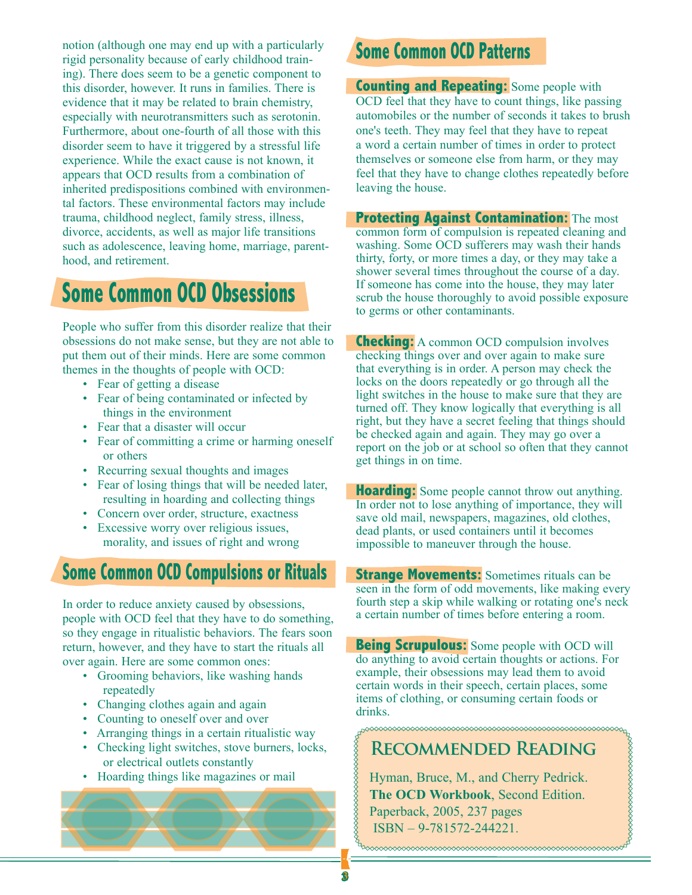notion (although one may end up with a particularly rigid personality because of early childhood training). There does seem to be a genetic component to this disorder, however. It runs in families. There is evidence that it may be related to brain chemistry, especially with neurotransmitters such as serotonin. Furthermore, about one-fourth of all those with this disorder seem to have it triggered by a stressful life experience. While the exact cause is not known, it appears that OCD results from a combination of inherited predispositions combined with environmental factors. These environmental factors may include trauma, childhood neglect, family stress, illness, divorce, accidents, as well as major life transitions such as adolescence, leaving home, marriage, parenthood, and retirement.

## Some Common OCD Obsessions

People who suffer from this disorder realize that their obsessions do not make sense, but they are not able to put them out of their minds. Here are some common themes in the thoughts of people with OCD:

- Fear of getting a disease
- Fear of being contaminated or infected by things in the environment
- Fear that a disaster will occur
- Fear of committing a crime or harming oneself or others
- Recurring sexual thoughts and images
- Fear of losing things that will be needed later, resulting in hoarding and collecting things
- Concern over order, structure, exactness
- Excessive worry over religious issues, morality, and issues of right and wrong

## Some Common OCD Compulsions or Rituals

In order to reduce anxiety caused by obsessions, people with OCD feel that they have to do something, so they engage in ritualistic behaviors. The fears soon return, however, and they have to start the rituals all over again. Here are some common ones:

- Grooming behaviors, like washing hands repeatedly
- Changing clothes again and again
- Counting to oneself over and over
- Arranging things in a certain ritualistic way
- Checking light switches, stove burners, locks, or electrical outlets constantly
- Hoarding things like magazines or mail

## Some Common OCD Patterns

**Counting and Repeating:** Some people with OCD feel that they have to count things, like passing automobiles or the number of seconds it takes to brush one's teeth. They may feel that they have to repeat a word a certain number of times in order to protect themselves or someone else from harm, or they may feel that they have to change clothes repeatedly before leaving the house.

**Protecting Against Contamination:** The most common form of compulsion is repeated cleaning and washing. Some OCD sufferers may wash their hands thirty, forty, or more times a day, or they may take a shower several times throughout the course of a day. If someone has come into the house, they may later scrub the house thoroughly to avoid possible exposure to germs or other contaminants.

**Checking:** A common OCD compulsion involves checking things over and over again to make sure that everything is in order. A person may check the locks on the doors repeatedly or go through all the light switches in the house to make sure that they are turned off. They know logically that everything is all right, but they have a secret feeling that things should be checked again and again. They may go over a report on the job or at school so often that they cannot get things in on time.

**Hoarding:** Some people cannot throw out anything. In order not to lose anything of importance, they will save old mail, newspapers, magazines, old clothes, dead plants, or used containers until it becomes impossible to maneuver through the house.

**Strange Movements:** Sometimes rituals can be seen in the form of odd movements, like making every fourth step a skip while walking or rotating one's neck a certain number of times before entering a room.

**Being Scrupulous:** Some people with OCD will do anything to avoid certain thoughts or actions. For example, their obsessions may lead them to avoid certain words in their speech, certain places, some items of clothing, or consuming certain foods or drinks.

### Recommended Reading

Hyman, Bruce, M., and Cherry Pedrick. **The OCD Workbook**, Second Edition. Paperback, 2005, 237 pages
ISBN – 9-781572-244221.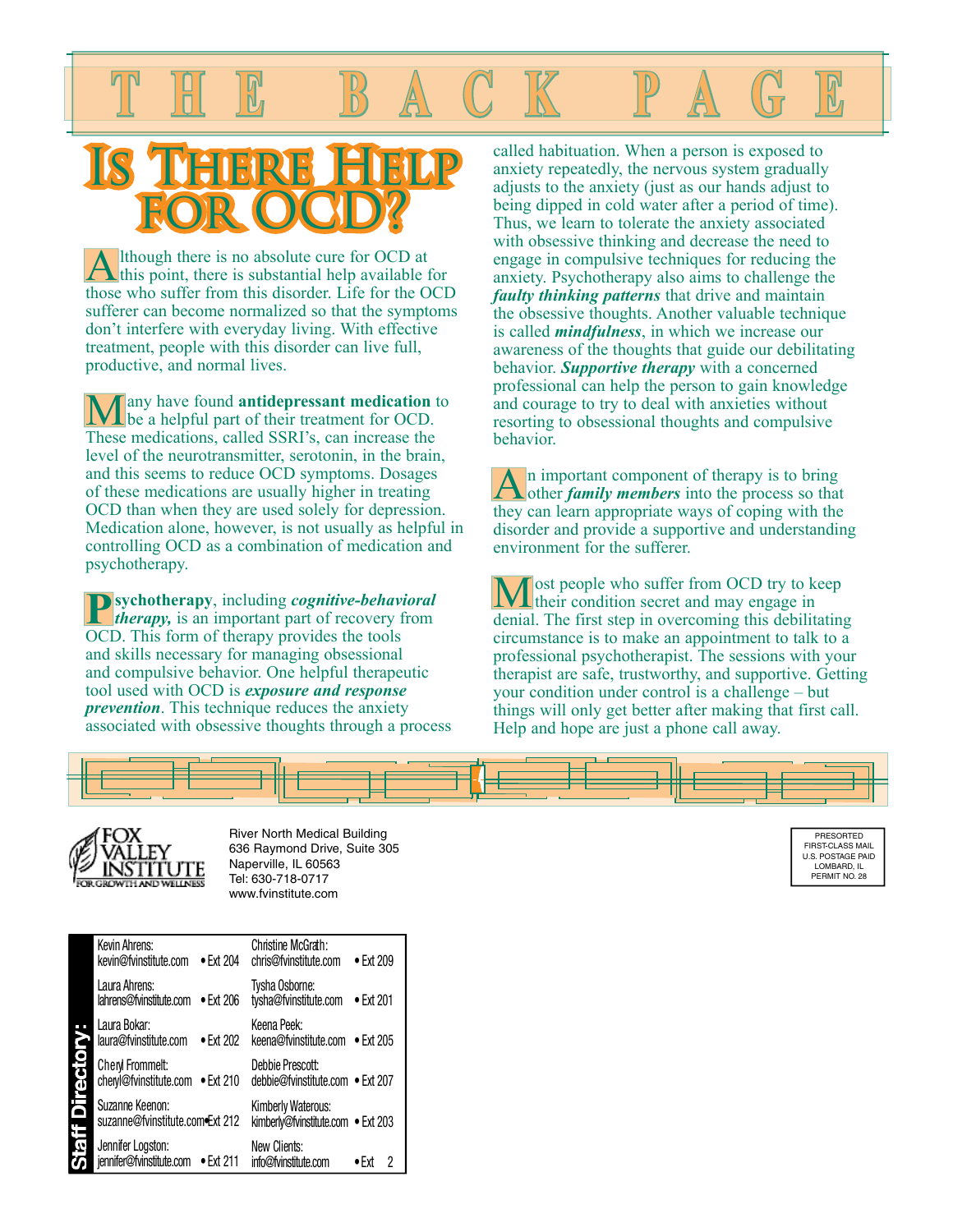# THE BACK PAGE

## Is There Help for OCD?

Although there is no absolute cure for OCD at this point, there is substantial help available for those who suffer from this disorder. Life for the OCD sufferer can become normalized so that the symptoms don't interfere with everyday living. With effective treatment, people with this disorder can live full, productive, and normal lives.

Many have found **antidepressant medication** to be a helpful part of their treatment for OCD. These medications, called SSRI's, can increase the level of the neurotransmitter, serotonin, in the brain, and this seems to reduce OCD symptoms. Dosages of these medications are usually higher in treating OCD than when they are used solely for depression. Medication alone, however, is not usually as helpful in controlling OCD as a combination of medication and psychotherapy.

**Psychotherapy**, including ***cognitive-behavioral therapy,*** is an important part of recovery from OCD. This form of therapy provides the tools and skills necessary for managing obsessional and compulsive behavior. One helpful therapeutic tool used with OCD is ***exposure and response prevention***. This technique reduces the anxiety associated with obsessive thoughts through a process called habituation. When a person is exposed to anxiety repeatedly, the nervous system gradually adjusts to the anxiety (just as our hands adjust to being dipped in cold water after a period of time). Thus, we learn to tolerate the anxiety associated with obsessive thinking and decrease the need to engage in compulsive techniques for reducing the anxiety. Psychotherapy also aims to challenge the ***faulty thinking patterns*** that drive and maintain the obsessive thoughts. Another valuable technique is called ***mindfulness***, in which we increase our awareness of the thoughts that guide our debilitating behavior. ***Supportive therapy*** with a concerned professional can help the person to gain knowledge and courage to try to deal with anxieties without resorting to obsessional thoughts and compulsive behavior.

An important component of therapy is to bring other ***family members*** into the process so that they can learn appropriate ways of coping with the disorder and provide a supportive and understanding environment for the sufferer.

Most people who suffer from OCD try to keep their condition secret and may engage in denial. The first step in overcoming this debilitating circumstance is to make an appointment to talk to a professional psychotherapist. The sessions with your therapist are safe, trustworthy, and supportive. Getting your condition under control is a challenge – but things will only get better after making that first call. Help and hope are just a phone call away.

FOX VALLEY INSTITUTE
FOR GROWTH AND WELLNESS

River North Medical Building
636 Raymond Drive, Suite 305
Naperville, IL 60563
Tel: 630-718-0717
www.fvinstitute.com

PRESORTED
FIRST-CLASS MAIL
U.S. POSTAGE PAID
LOMBARD, IL
PERMIT NO. 28

**Staff Directory:**

| | | | |
|---|---|---|---|
| Kevin Ahrens: kevin@fvinstitute.com | • Ext 204 | Christine McGrath: chris@fvinstitute.com | • Ext 209 |
| Laura Ahrens: lahrens@fvinstitute.com | • Ext 206 | Tysha Osborne: tysha@fvinstitute.com | • Ext 201 |
| Laura Bokar: laura@fvinstitute.com | • Ext 202 | Keena Peek: keena@fvinstitute.com | • Ext 205 |
| Cheryl Frommelt: cheryl@fvinstitute.com | • Ext 210 | Debbie Prescott: debbie@fvinstitute.com | • Ext 207 |
| Suzanne Keenon: suzanne@fvinstitute.com | • Ext 212 | Kimberly Waterous: kimberly@fvinstitute.com | • Ext 203 |
| Jennifer Logston: jennifer@fvinstitute.com | • Ext 211 | New Clients: info@fvinstitute.com | • Ext 2 |